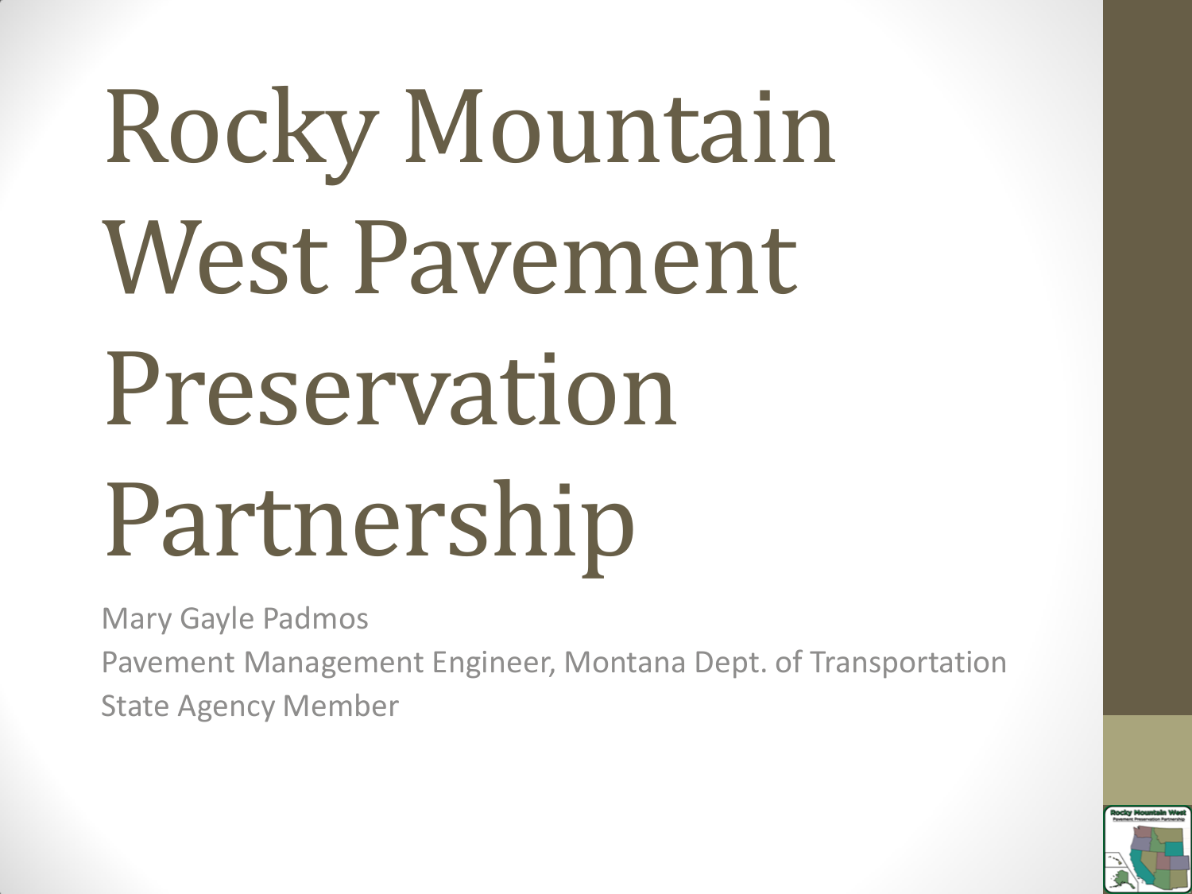# Rocky Mountain West Pavement Preservation Partnership

Mary Gayle Padmos

Pavement Management Engineer, Montana Dept. of Transportation

State Agency Member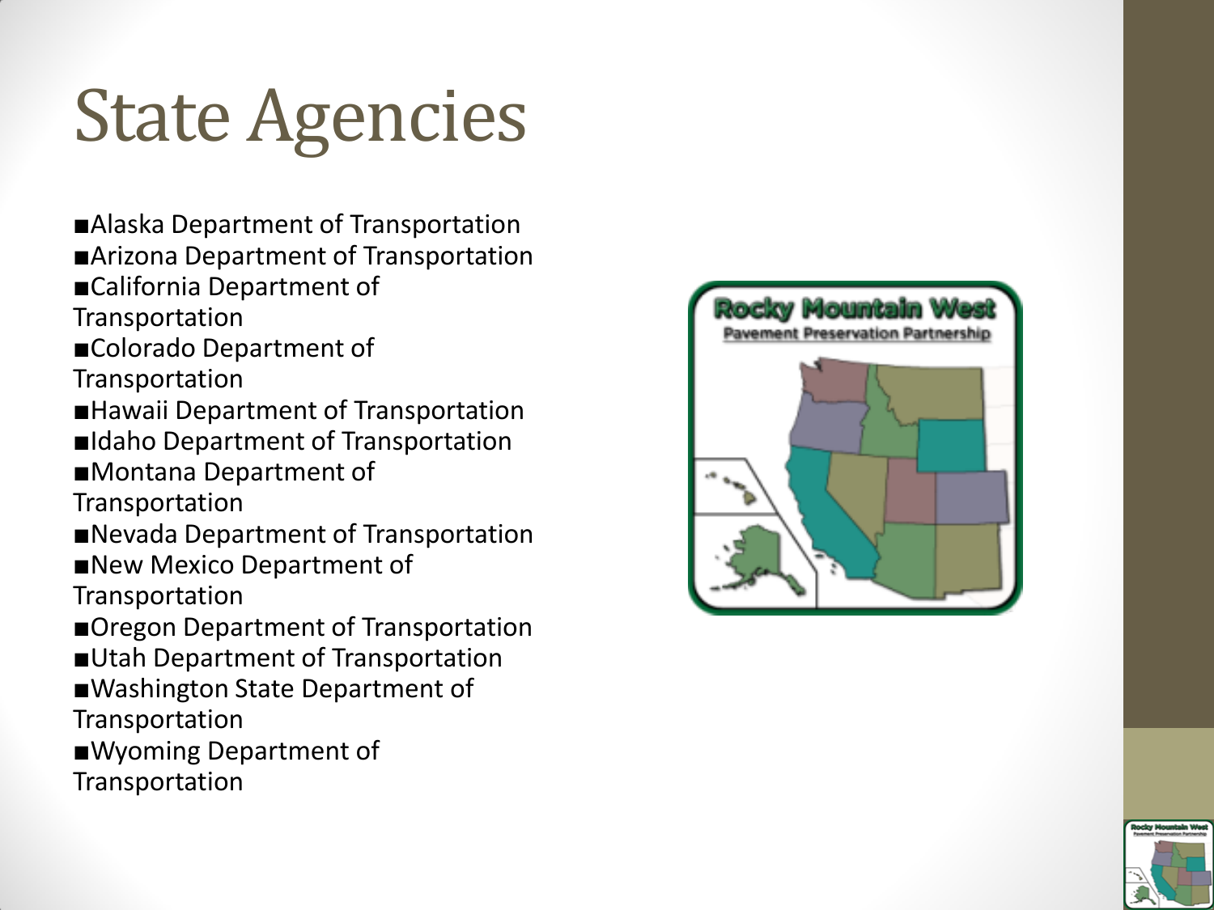# State Agencies

- Alaska Department of Transportation
- Arizona Department of Transportation
- California Department of Transportation
- Colorado Department of Transportation
- Hawaii Department of Transportation
- Idaho Department of Transportation
- Montana Department of Transportation
- Nevada Department of Transportation
- New Mexico Department of Transportation
- Oregon Department of Transportation
- Utah Department of Transportation
- Washington State Department of Transportation
- Wyoming Department of Transportation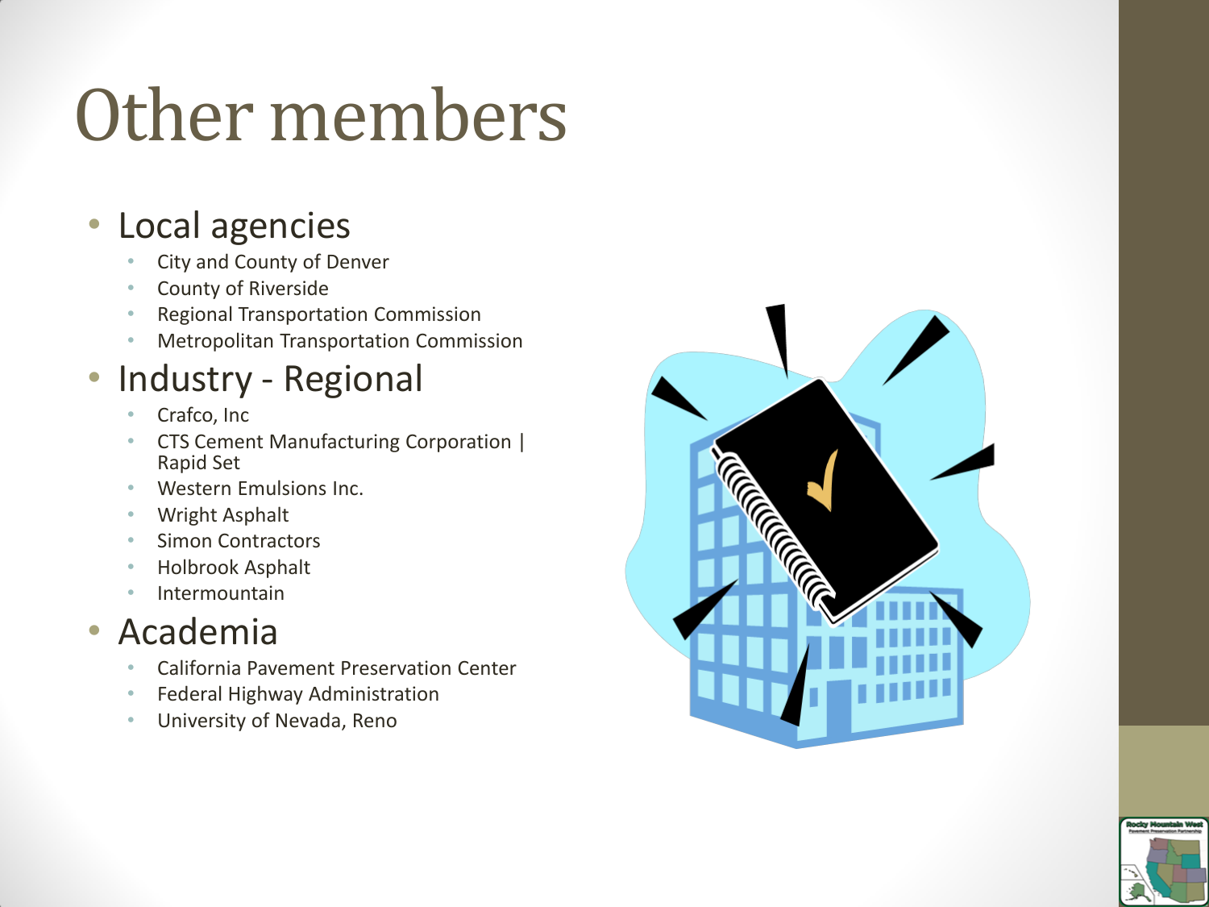# Other members

- Local agencies
  - City and County of Denver
  - County of Riverside
  - Regional Transportation Commission
  - Metropolitan Transportation Commission
- Industry - Regional
  - Crafco, Inc
  - CTS Cement Manufacturing Corporation | Rapid Set
  - Western Emulsions Inc.
  - Wright Asphalt
  - Simon Contractors
  - Holbrook Asphalt
  - Intermountain
- Academia
  - California Pavement Preservation Center
  - Federal Highway Administration
  - University of Nevada, Reno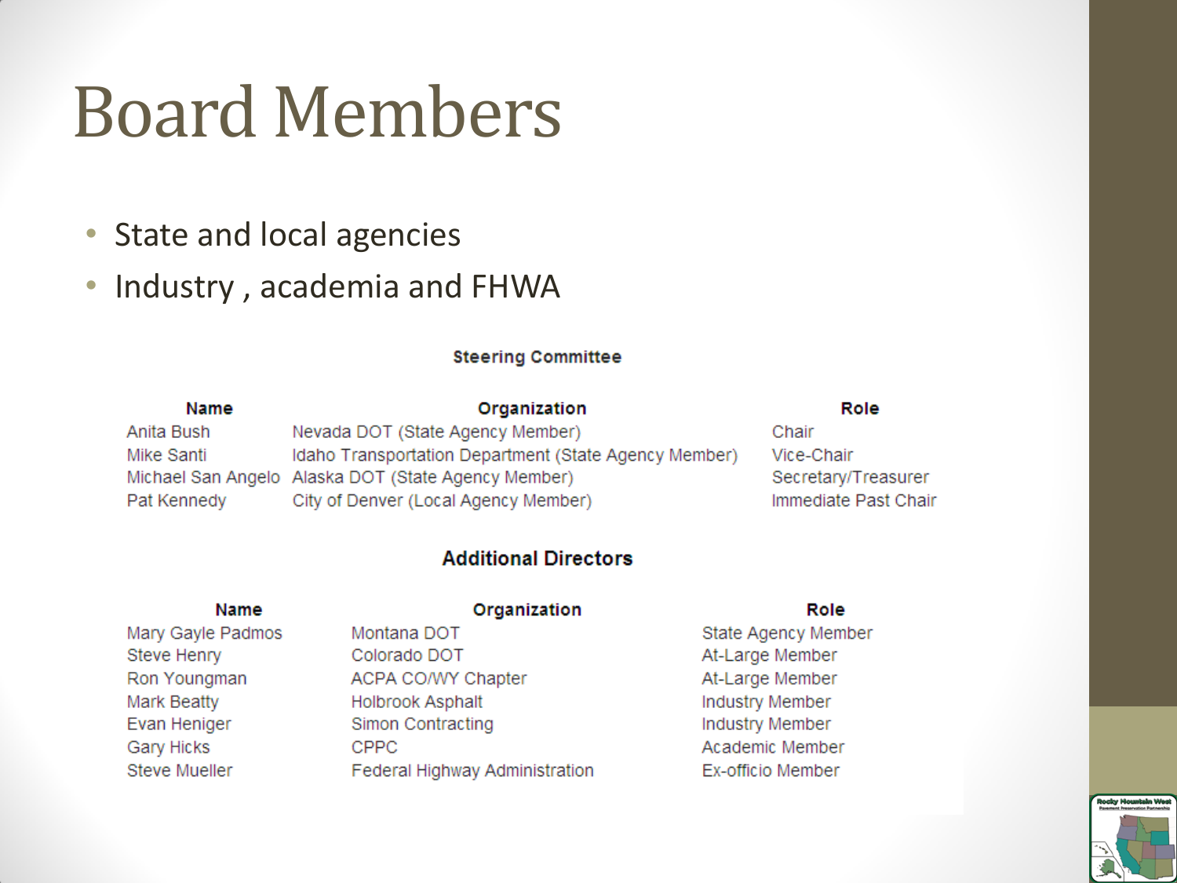# Board Members

- State and local agencies
- Industry , academia and FHWA

**Steering Committee**

| Name | Organization | Role |
| --- | --- | --- |
| Anita Bush | Nevada DOT (State Agency Member) | Chair |
| Mike Santi | Idaho Transportation Department (State Agency Member) | Vice-Chair |
| Michael San Angelo | Alaska DOT (State Agency Member) | Secretary/Treasurer |
| Pat Kennedy | City of Denver (Local Agency Member) | Immediate Past Chair |

**Additional Directors**

| Name | Organization | Role |
| --- | --- | --- |
| Mary Gayle Padmos | Montana DOT | State Agency Member |
| Steve Henry | Colorado DOT | At-Large Member |
| Ron Youngman | ACPA CO/WY Chapter | At-Large Member |
| Mark Beatty | Holbrook Asphalt | Industry Member |
| Evan Heniger | Simon Contracting | Industry Member |
| Gary Hicks | CPPC | Academic Member |
| Steve Mueller | Federal Highway Administration | Ex-officio Member |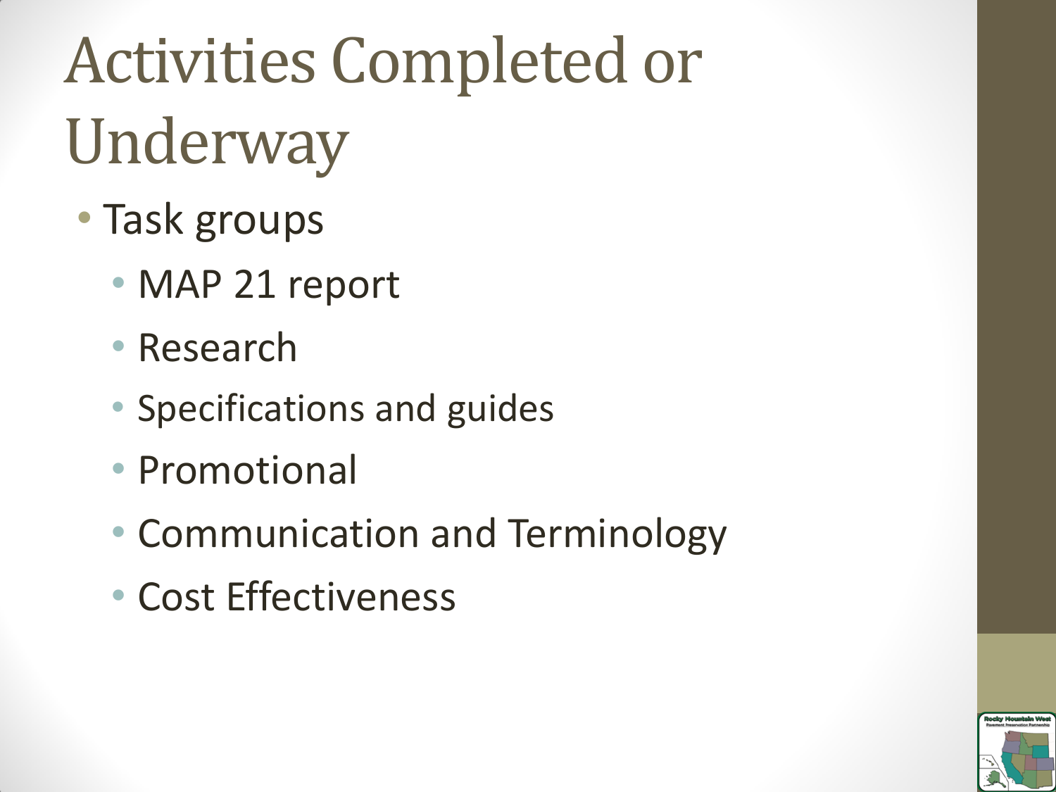# Activities Completed or Underway

- Task groups
  - MAP 21 report
  - Research
  - Specifications and guides
  - Promotional
  - Communication and Terminology
  - Cost Effectiveness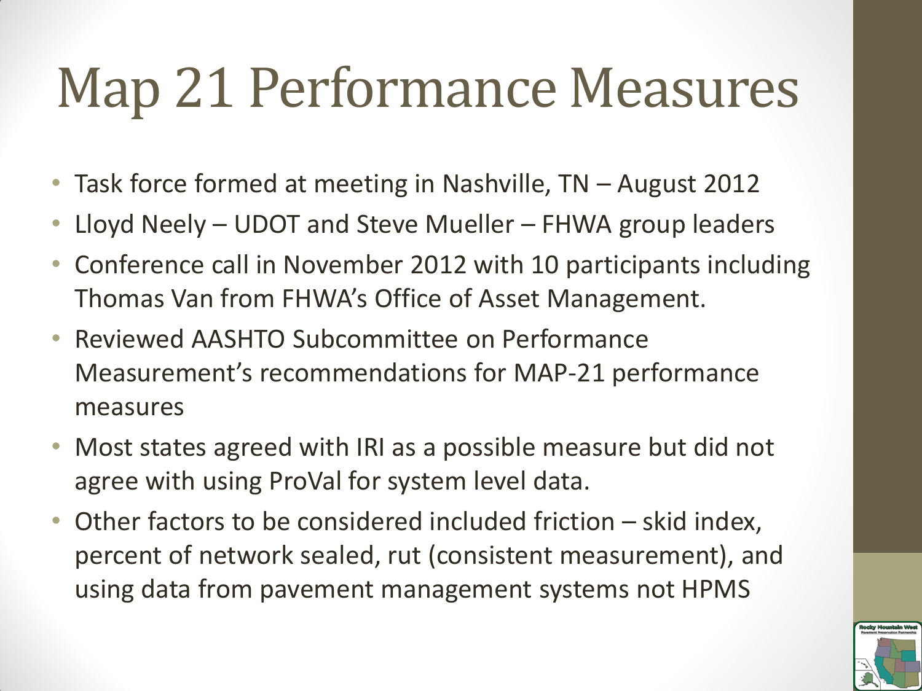# Map 21 Performance Measures

- Task force formed at meeting in Nashville, TN – August 2012
- Lloyd Neely – UDOT and Steve Mueller – FHWA group leaders
- Conference call in November 2012 with 10 participants including Thomas Van from FHWA's Office of Asset Management.
- Reviewed AASHTO Subcommittee on Performance Measurement's recommendations for MAP-21 performance measures
- Most states agreed with IRI as a possible measure but did not agree with using ProVal for system level data.
- Other factors to be considered included friction – skid index, percent of network sealed, rut (consistent measurement), and using data from pavement management systems not HPMS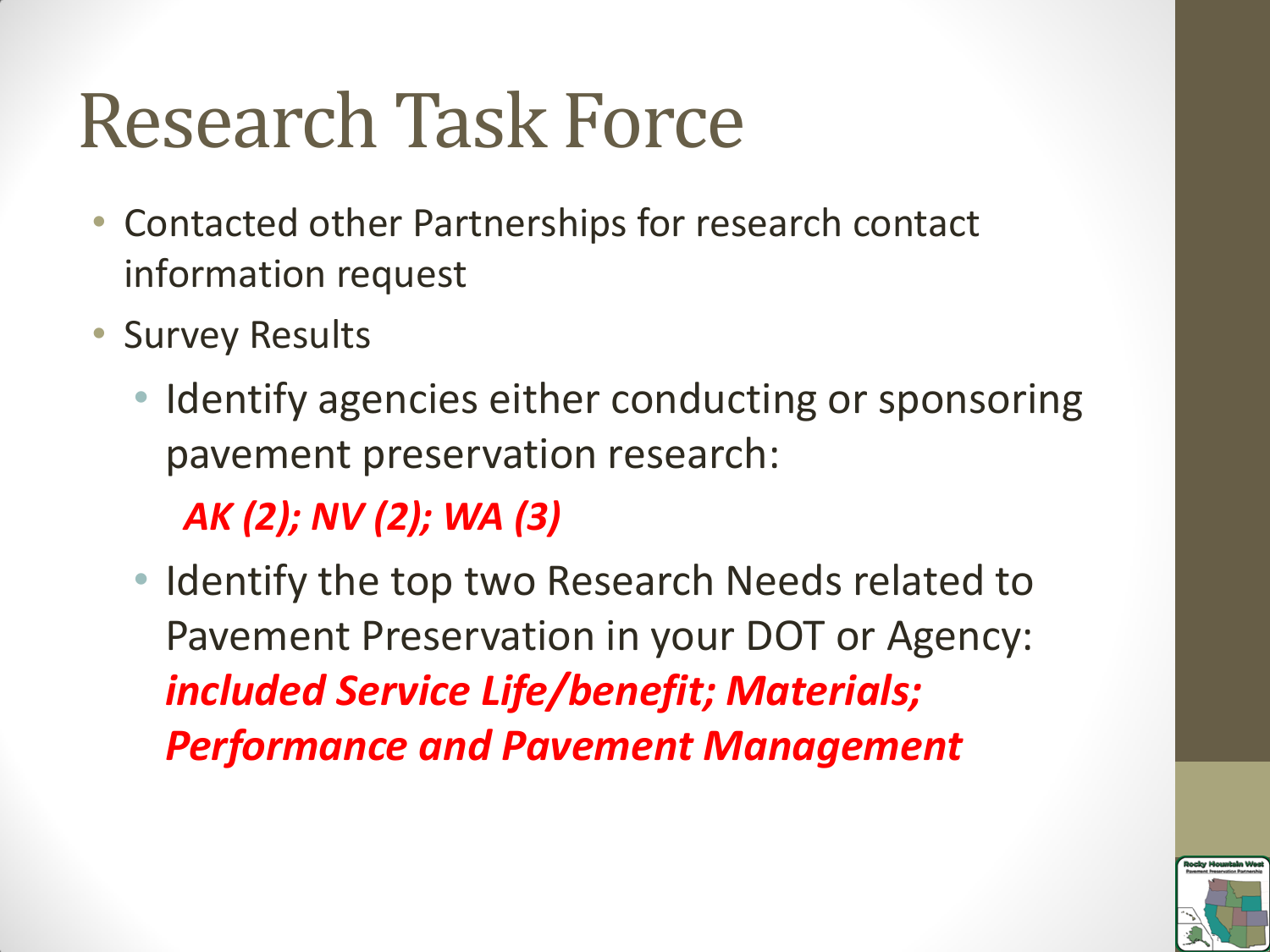# Research Task Force

- Contacted other Partnerships for research contact information request
- Survey Results
  - Identify agencies either conducting or sponsoring pavement preservation research:

    ***AK (2); NV (2); WA (3)***

  - Identify the top two Research Needs related to Pavement Preservation in your DOT or Agency: ***included Service Life/benefit; Materials; Performance and Pavement Management***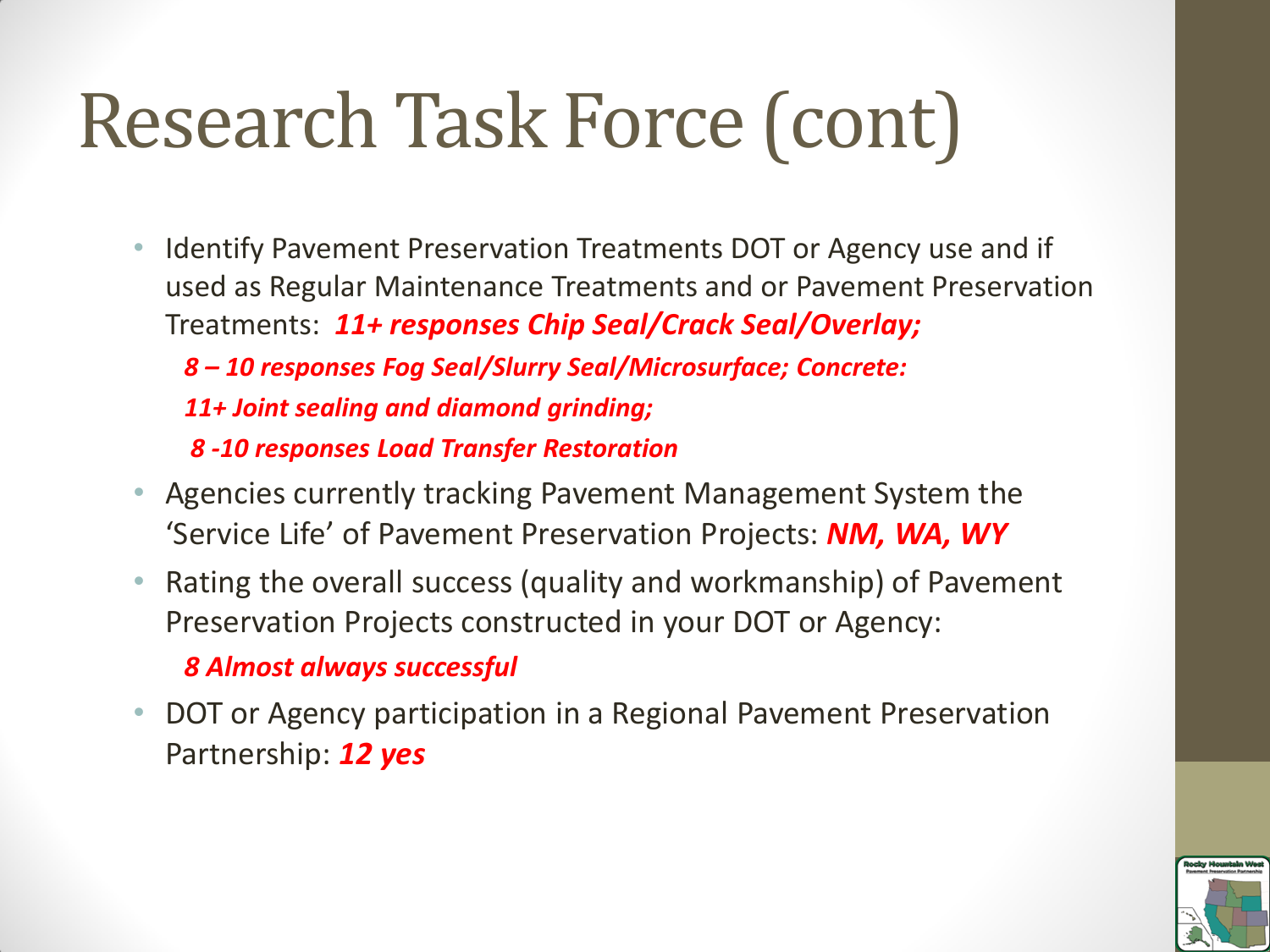# Research Task Force (cont)

- Identify Pavement Preservation Treatments DOT or Agency use and if used as Regular Maintenance Treatments and or Pavement Preservation Treatments: ***11+ responses Chip Seal/Crack Seal/Overlay;***

  ***8 – 10 responses Fog Seal/Slurry Seal/Microsurface; Concrete:***

  ***11+ Joint sealing and diamond grinding;***

  ***8 -10 responses Load Transfer Restoration***

- Agencies currently tracking Pavement Management System the 'Service Life' of Pavement Preservation Projects: ***NM, WA, WY***
- Rating the overall success (quality and workmanship) of Pavement Preservation Projects constructed in your DOT or Agency:

  ***8 Almost always successful***

- DOT or Agency participation in a Regional Pavement Preservation Partnership: ***12 yes***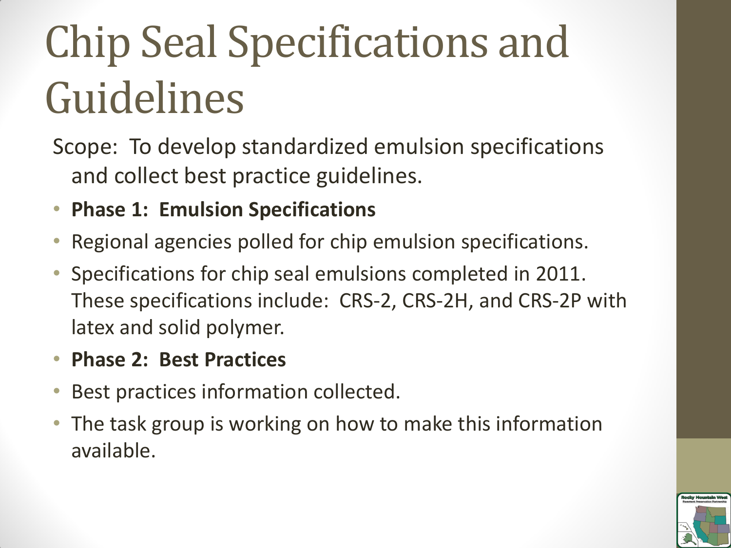# Chip Seal Specifications and Guidelines

Scope: To develop standardized emulsion specifications and collect best practice guidelines.

- **Phase 1: Emulsion Specifications**
- Regional agencies polled for chip emulsion specifications.
- Specifications for chip seal emulsions completed in 2011. These specifications include: CRS-2, CRS-2H, and CRS-2P with latex and solid polymer.
- **Phase 2: Best Practices**
- Best practices information collected.
- The task group is working on how to make this information available.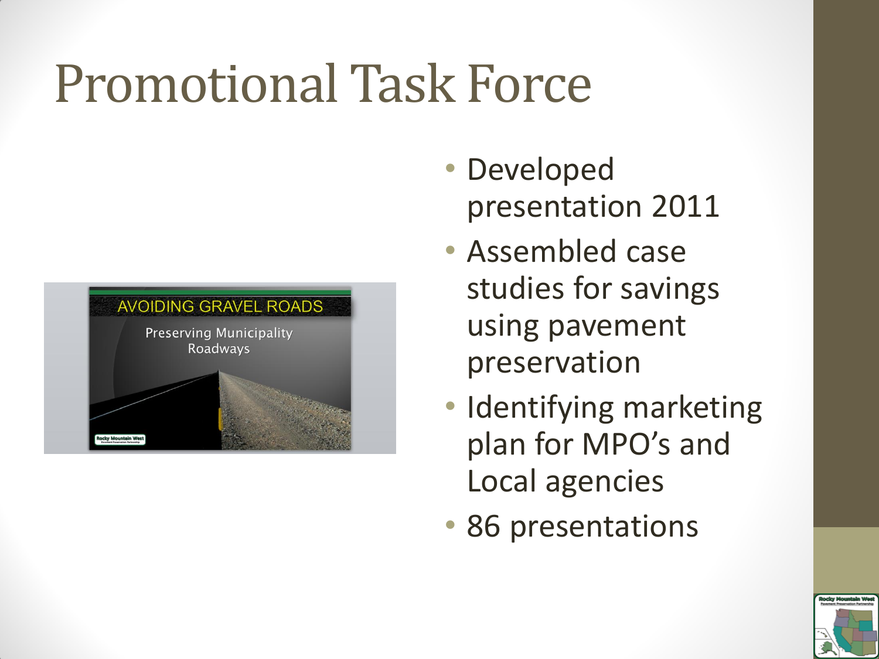# Promotional Task Force

- Developed presentation 2011
- Assembled case studies for savings using pavement preservation
- Identifying marketing plan for MPO's and Local agencies
- 86 presentations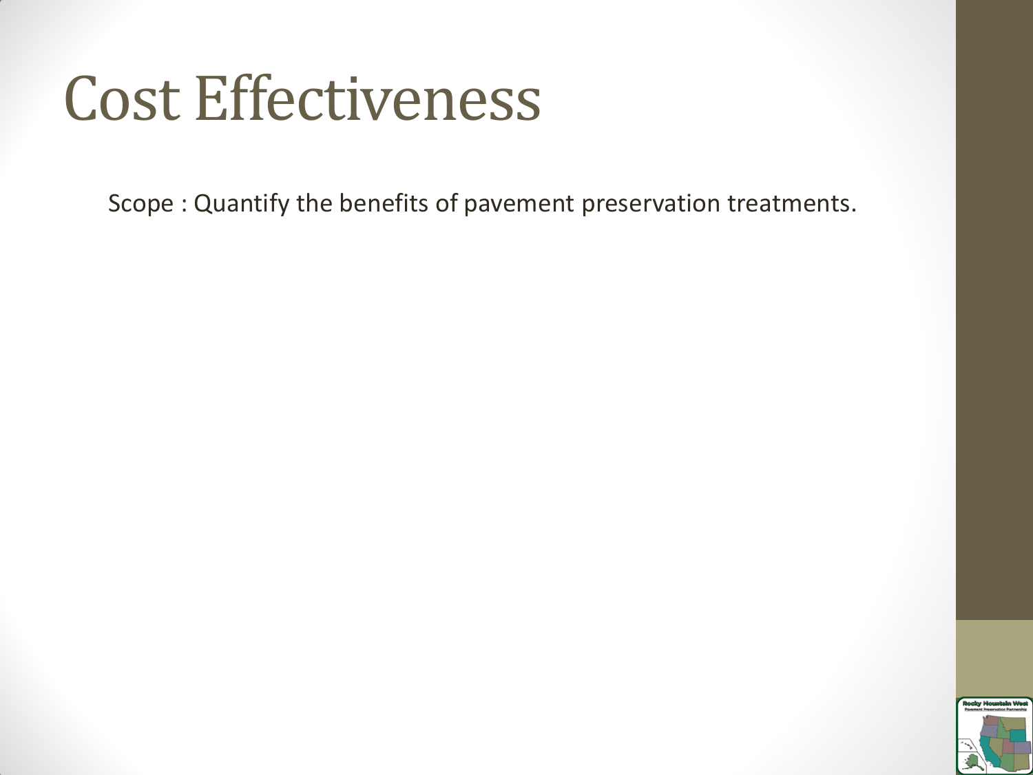# Cost Effectiveness

Scope : Quantify the benefits of pavement preservation treatments.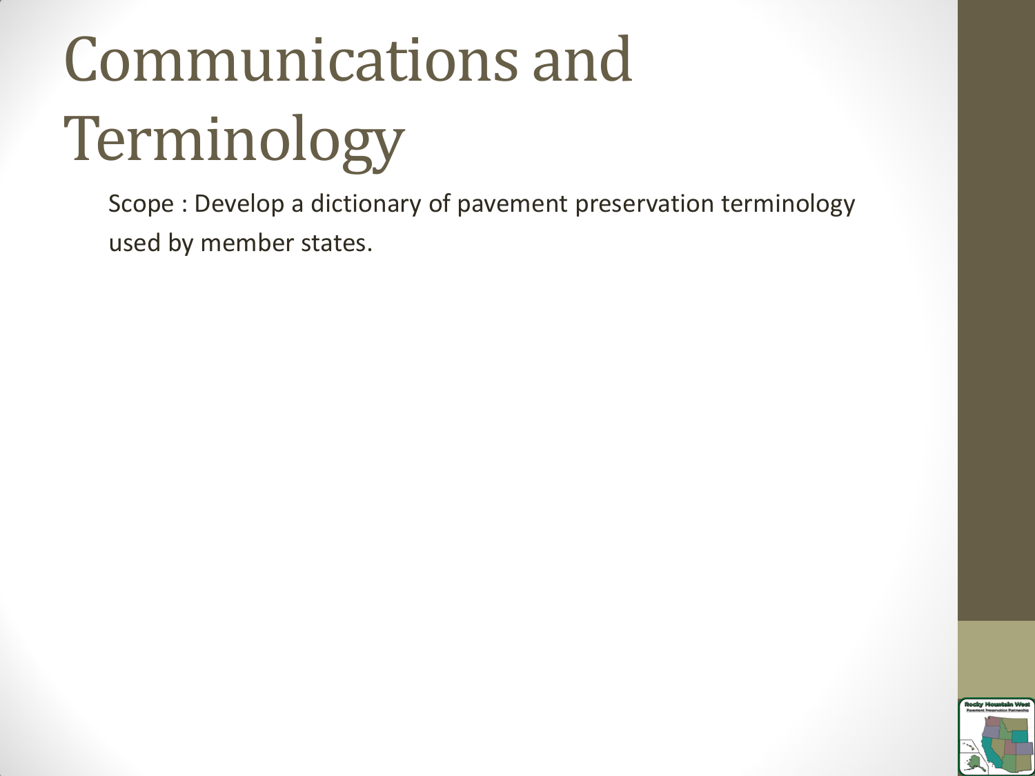# Communications and Terminology

Scope : Develop a dictionary of pavement preservation terminology used by member states.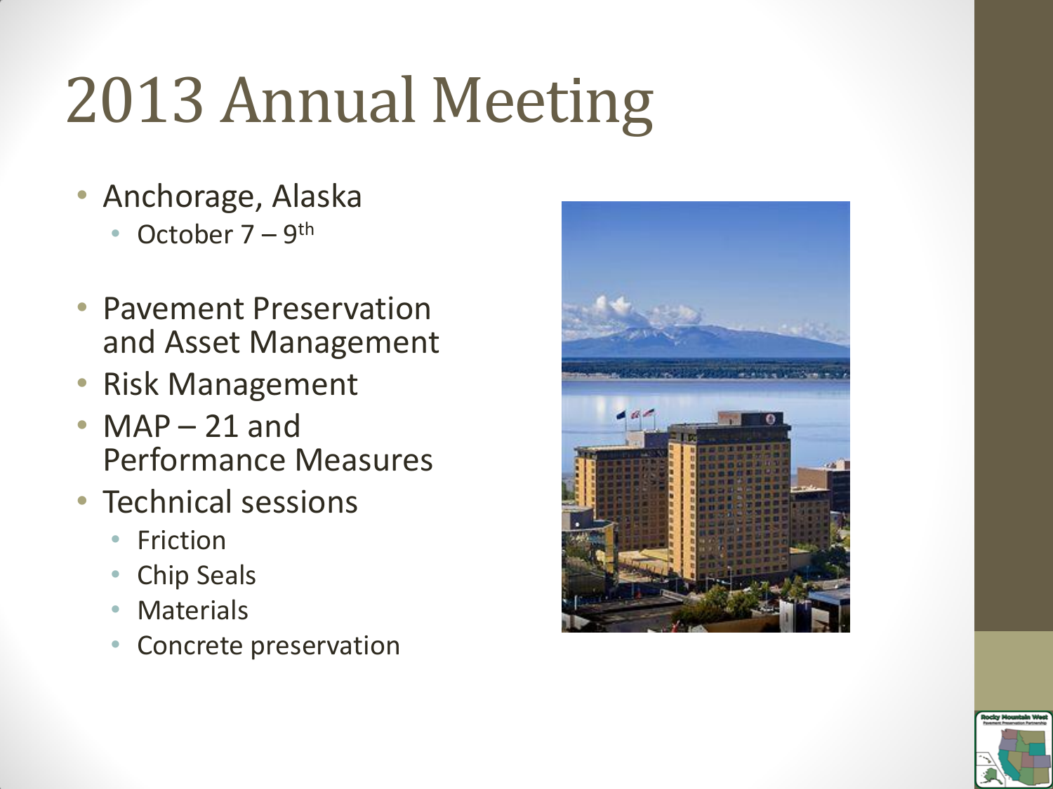# 2013 Annual Meeting

- Anchorage, Alaska
  - October 7 – 9th
- Pavement Preservation and Asset Management
- Risk Management
- MAP – 21 and Performance Measures
- Technical sessions
  - Friction
  - Chip Seals
  - Materials
  - Concrete preservation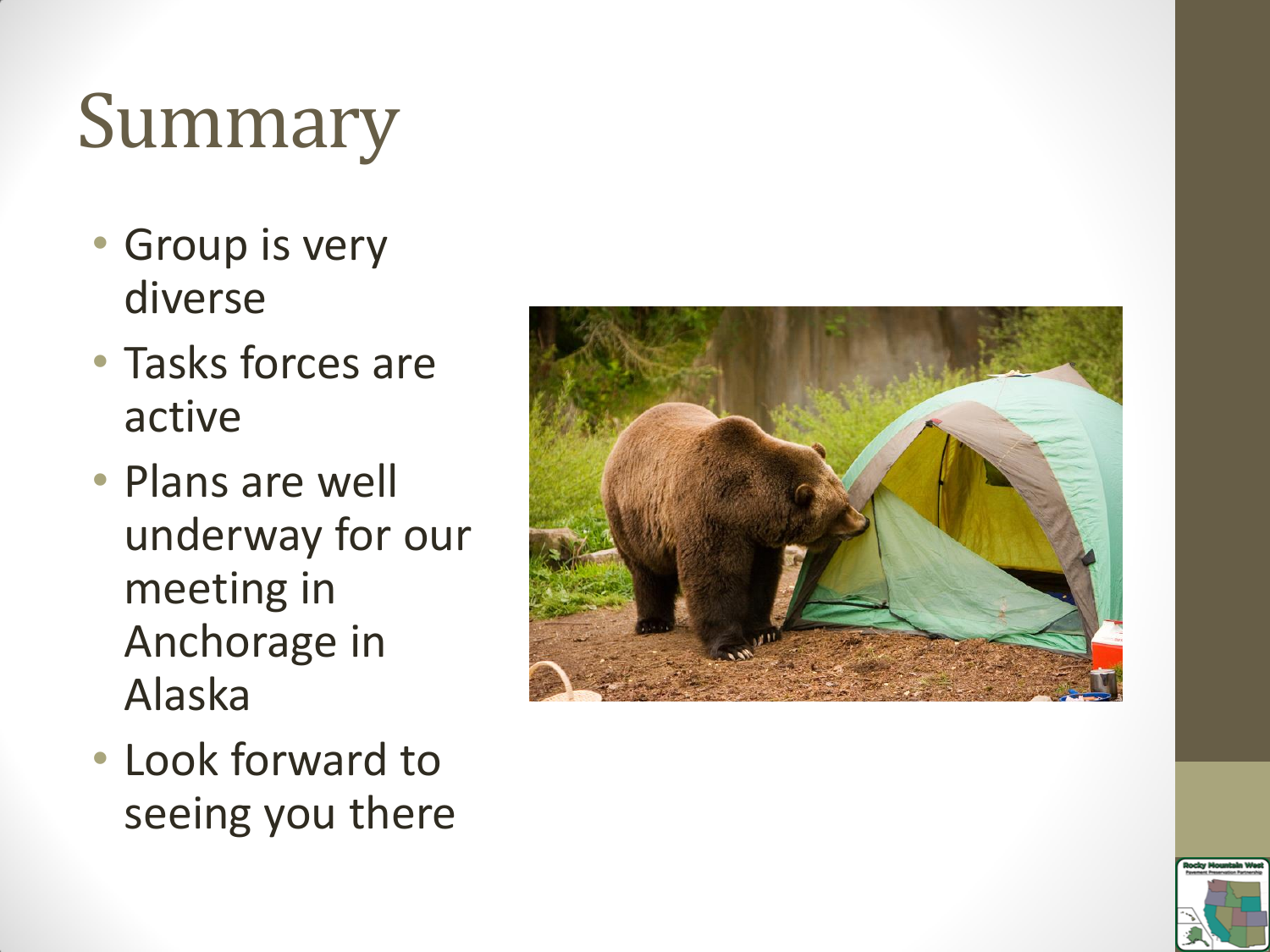# Summary

- Group is very diverse
- Tasks forces are active
- Plans are well underway for our meeting in Anchorage in Alaska
- Look forward to seeing you there